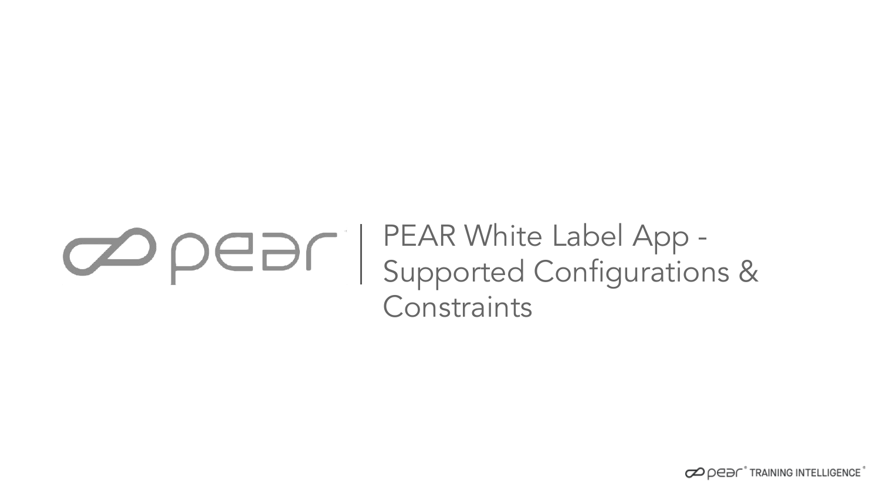# PEAR White Label App - Supported Configurations & Constraints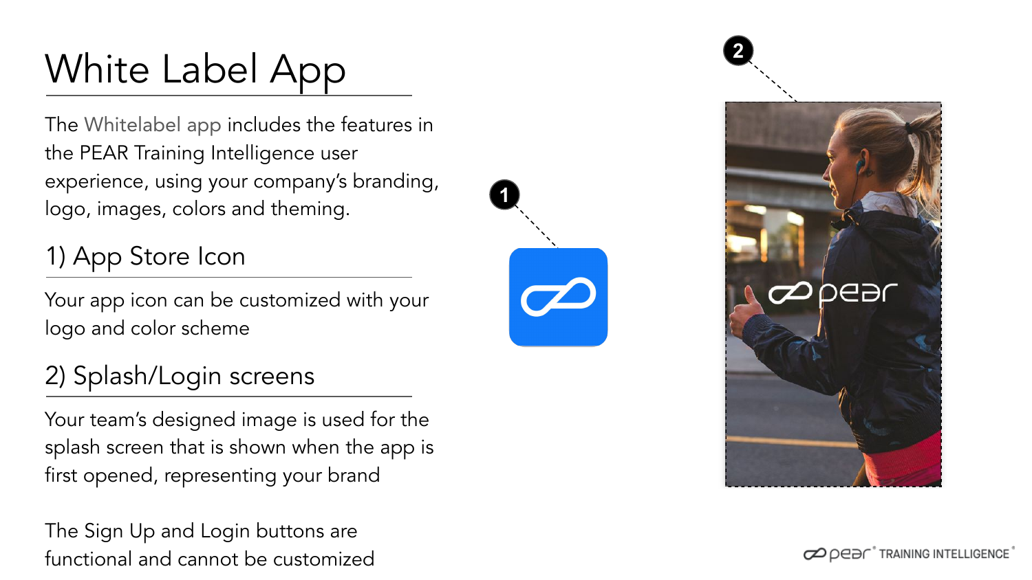# White Label App

The Whitelabel app includes the features in the PEAR Training Intelligence user experience, using your company's branding, logo, images, colors and theming.

## 1) App Store Icon

Your app icon can be customized with your logo and color scheme

## 2) Splash/Login screens

Your team's designed image is used for the splash screen that is shown when the app is first opened, representing your brand

The Sign Up and Login buttons are functional and cannot be customized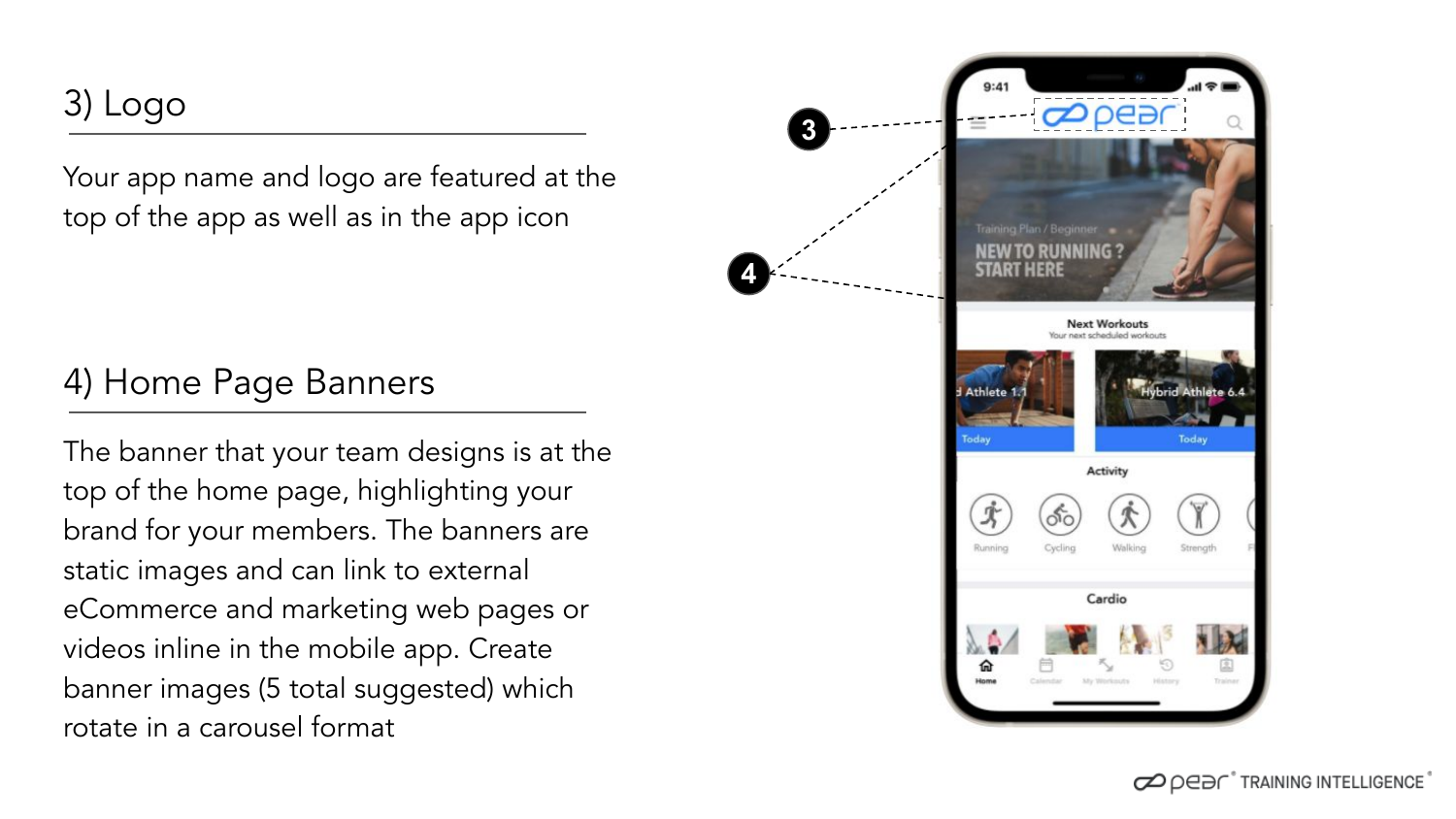## 3) Logo

Your app name and logo are featured at the top of the app as well as in the app icon

## 4) Home Page Banners

The banner that your team designs is at the top of the home page, highlighting your brand for your members. The banners are static images and can link to external eCommerce and marketing web pages or videos inline in the mobile app. Create banner images (5 total suggested) which rotate in a carousel format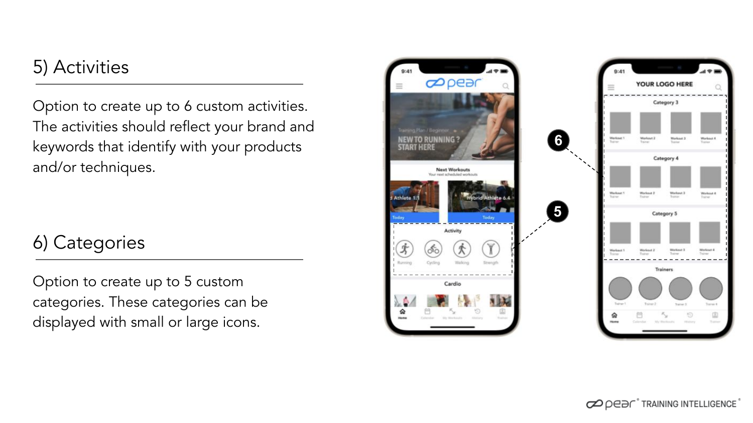## 5) Activities

Option to create up to 6 custom activities. The activities should reflect your brand and keywords that identify with your products and/or techniques.

## 6) Categories

Option to create up to 5 custom categories. These categories can be displayed with small or large icons.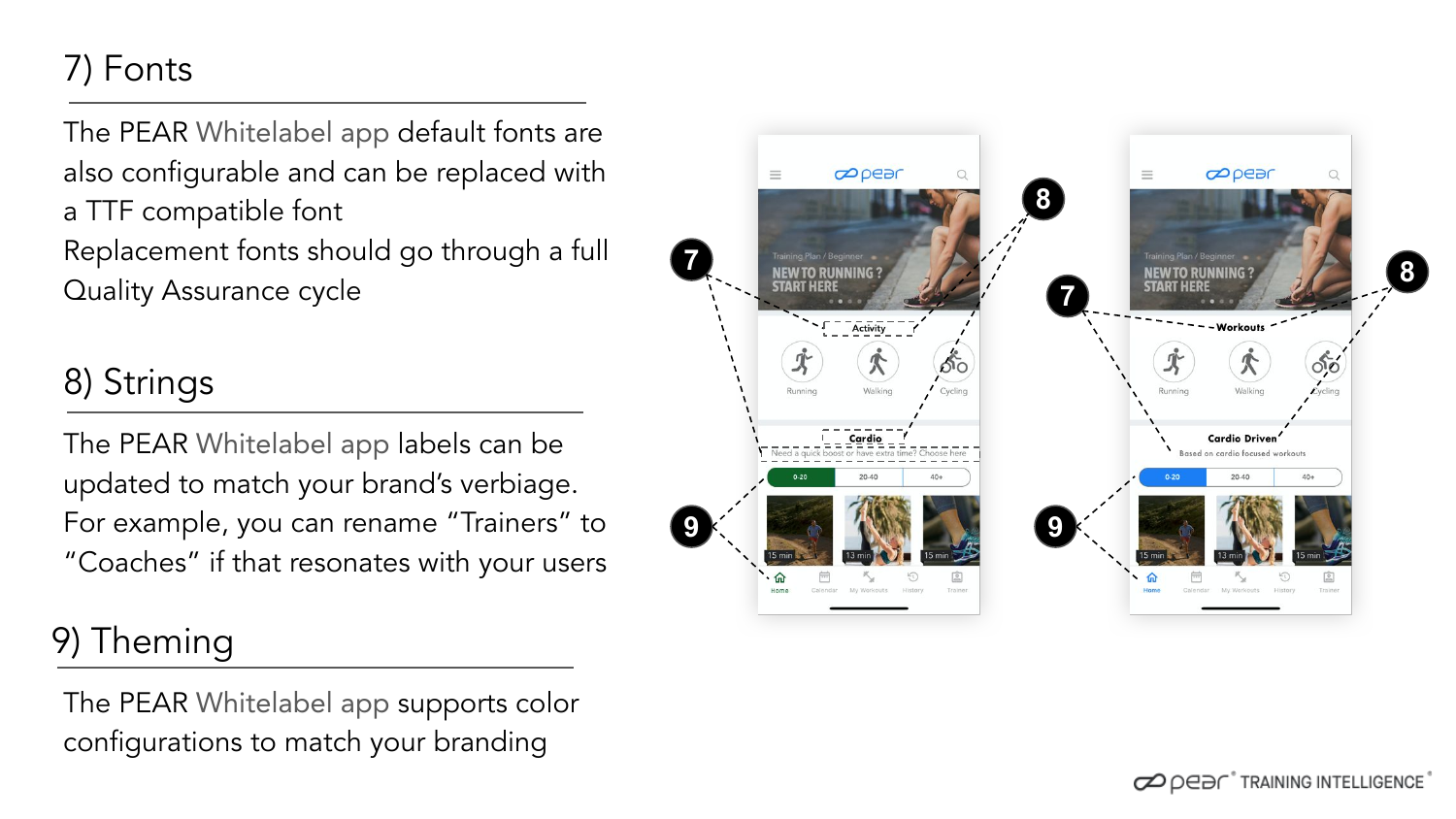## 7) Fonts

The PEAR Whitelabel app default fonts are also configurable and can be replaced with a TTF compatible font
Replacement fonts should go through a full Quality Assurance cycle

## 8) Strings

The PEAR Whitelabel app labels can be updated to match your brand's verbiage. For example, you can rename "Trainers" to "Coaches" if that resonates with your users

## 9) Theming

The PEAR Whitelabel app supports color configurations to match your branding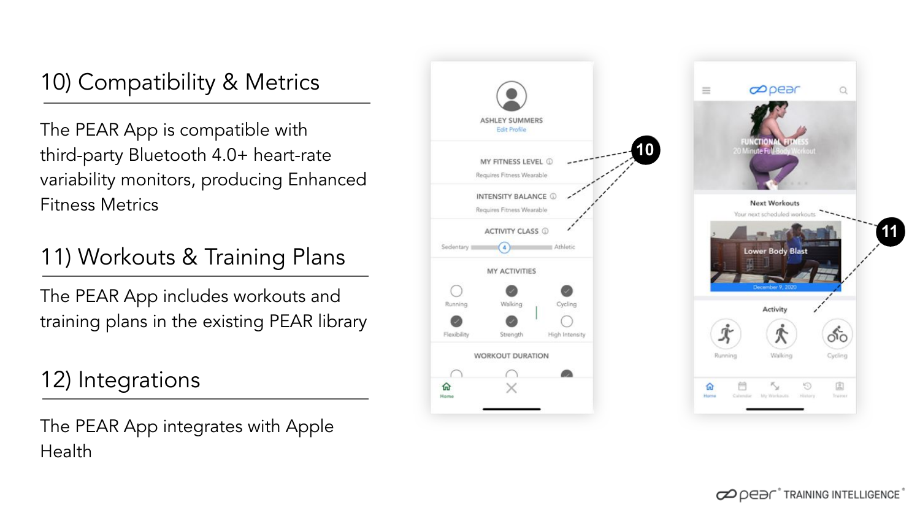## 10) Compatibility & Metrics

The PEAR App is compatible with third-party Bluetooth 4.0+ heart-rate variability monitors, producing Enhanced Fitness Metrics

## 11) Workouts & Training Plans

The PEAR App includes workouts and training plans in the existing PEAR library

## 12) Integrations

The PEAR App integrates with Apple Health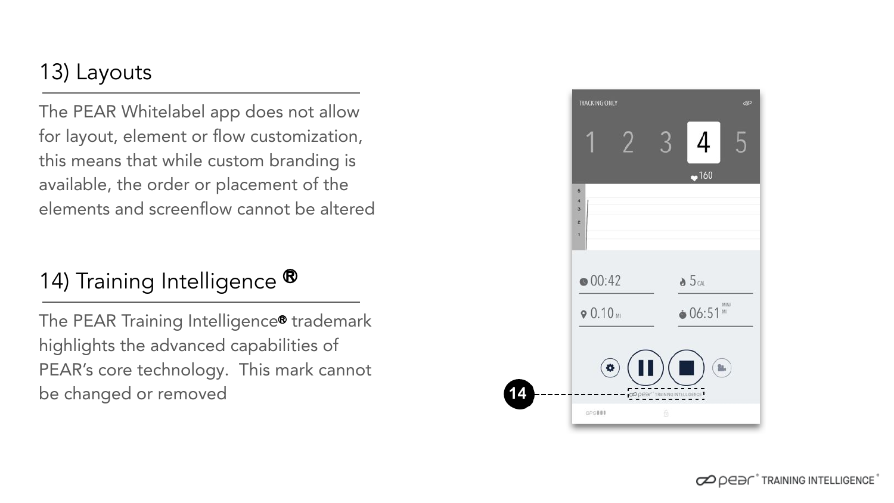## 13) Layouts

The PEAR Whitelabel app does not allow for layout, element or flow customization, this means that while custom branding is available, the order or placement of the elements and screenflow cannot be altered

## 14) Training Intelligence ®

The PEAR Training Intelligence® trademark highlights the advanced capabilities of PEAR's core technology. This mark cannot be changed or removed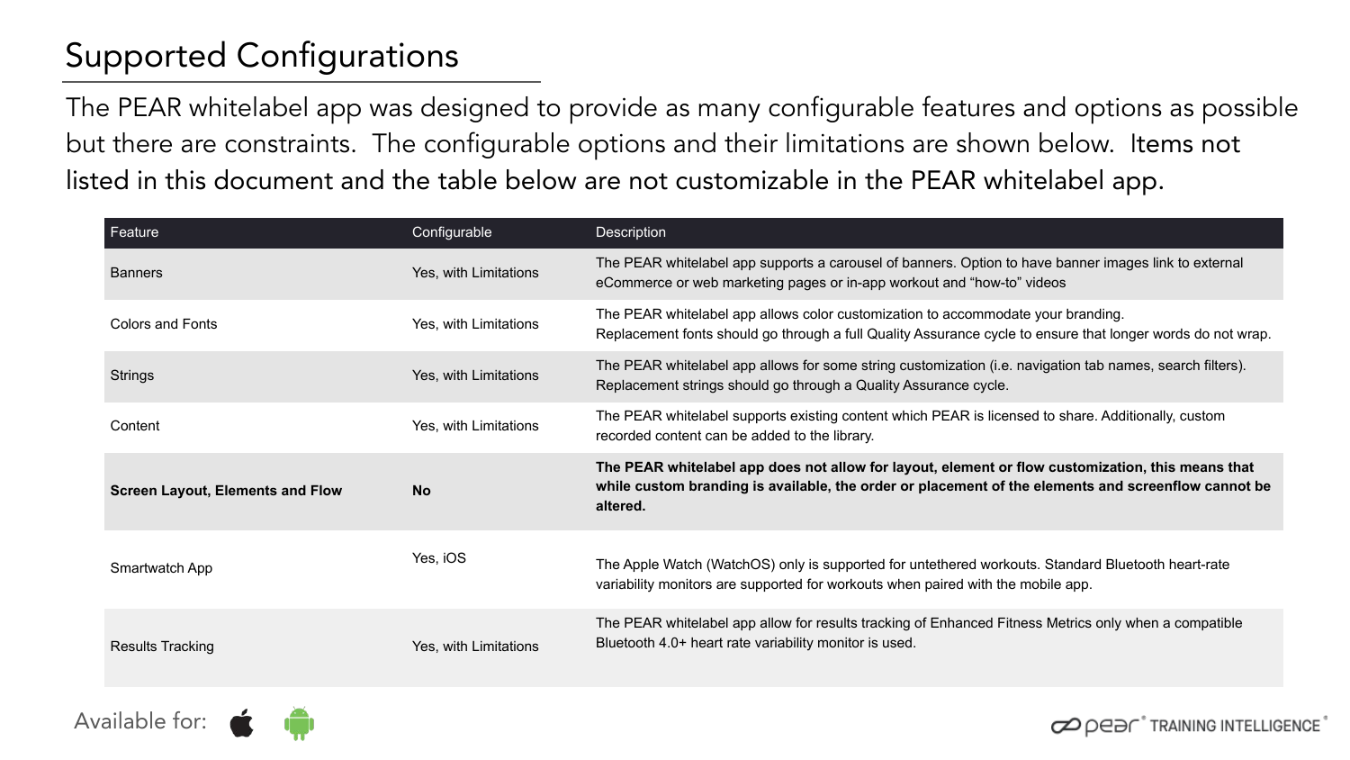# Supported Configurations

The PEAR whitelabel app was designed to provide as many configurable features and options as possible but there are constraints. The configurable options and their limitations are shown below. Items not listed in this document and the table below are not customizable in the PEAR whitelabel app.

| Feature | Configurable | Description |
|---|---|---|
| Banners | Yes, with Limitations | The PEAR whitelabel app supports a carousel of banners. Option to have banner images link to external eCommerce or web marketing pages or in-app workout and “how-to” videos |
| Colors and Fonts | Yes, with Limitations | The PEAR whitelabel app allows color customization to accommodate your branding. Replacement fonts should go through a full Quality Assurance cycle to ensure that longer words do not wrap. |
| Strings | Yes, with Limitations | The PEAR whitelabel app allows for some string customization (i.e. navigation tab names, search filters). Replacement strings should go through a Quality Assurance cycle. |
| Content | Yes, with Limitations | The PEAR whitelabel supports existing content which PEAR is licensed to share. Additionally, custom recorded content can be added to the library. |
| **Screen Layout, Elements and Flow** | **No** | **The PEAR whitelabel app does not allow for layout, element or flow customization, this means that while custom branding is available, the order or placement of the elements and screenflow cannot be altered.** |
| Smartwatch App | Yes, iOS | The Apple Watch (WatchOS) only is supported for untethered workouts. Standard Bluetooth heart-rate variability monitors are supported for workouts when paired with the mobile app. |
| Results Tracking | Yes, with Limitations | The PEAR whitelabel app allow for results tracking of Enhanced Fitness Metrics only when a compatible Bluetooth 4.0+ heart rate variability monitor is used. |

Available for: